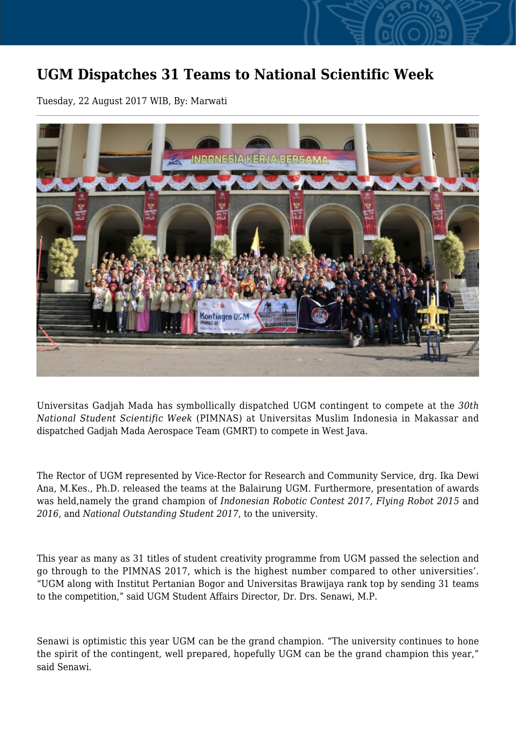# UGM Dispatches 31 Teams to National Scientific Week

Tuesday, 22 August 2017 WIB, By: Marwati

Universitas Gadjah Mada has symbollically dispatched UGM contingent to compete at the *30th National Student Scientific Week* (PIMNAS) at Universitas Muslim Indonesia in Makassar and dispatched Gadjah Mada Aerospace Team (GMRT) to compete in West Java.

The Rector of UGM represented by Vice-Rector for Research and Community Service, drg. Ika Dewi Ana, M.Kes., Ph.D. released the teams at the Balairung UGM. Furthermore, presentation of awards was held,namely the grand champion of *Indonesian Robotic Contest 2017, Flying Robot 2015* and *2016*, and *National Outstanding Student 2017*, to the university.

This year as many as 31 titles of student creativity programme from UGM passed the selection and go through to the PIMNAS 2017, which is the highest number compared to other universities'. "UGM along with Institut Pertanian Bogor and Universitas Brawijaya rank top by sending 31 teams to the competition," said UGM Student Affairs Director, Dr. Drs. Senawi, M.P.

Senawi is optimistic this year UGM can be the grand champion. "The university continues to hone the spirit of the contingent, well prepared, hopefully UGM can be the grand champion this year," said Senawi.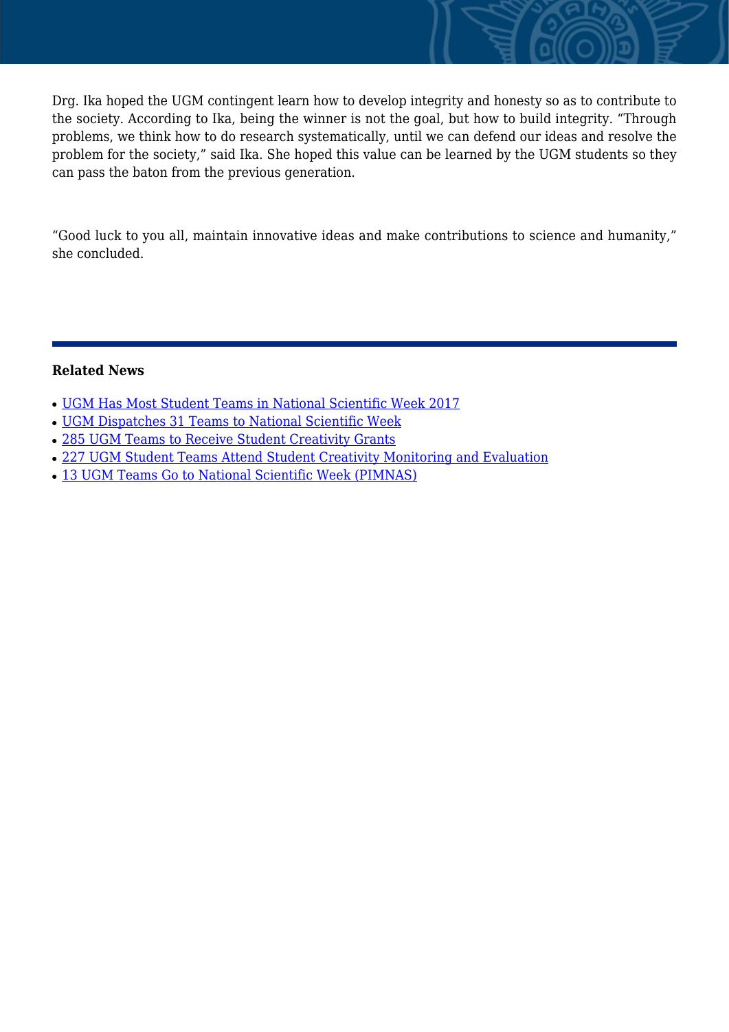Drg. Ika hoped the UGM contingent learn how to develop integrity and honesty so as to contribute to the society. According to Ika, being the winner is not the goal, but how to build integrity. “Through problems, we think how to do research systematically, until we can defend our ideas and resolve the problem for the society,” said Ika. She hoped this value can be learned by the UGM students so they can pass the baton from the previous generation.

“Good luck to you all, maintain innovative ideas and make contributions to science and humanity,” she concluded.

---

**Related News**

- UGM Has Most Student Teams in National Scientific Week 2017
- UGM Dispatches 31 Teams to National Scientific Week
- 285 UGM Teams to Receive Student Creativity Grants
- 227 UGM Student Teams Attend Student Creativity Monitoring and Evaluation
- 13 UGM Teams Go to National Scientific Week (PIMNAS)